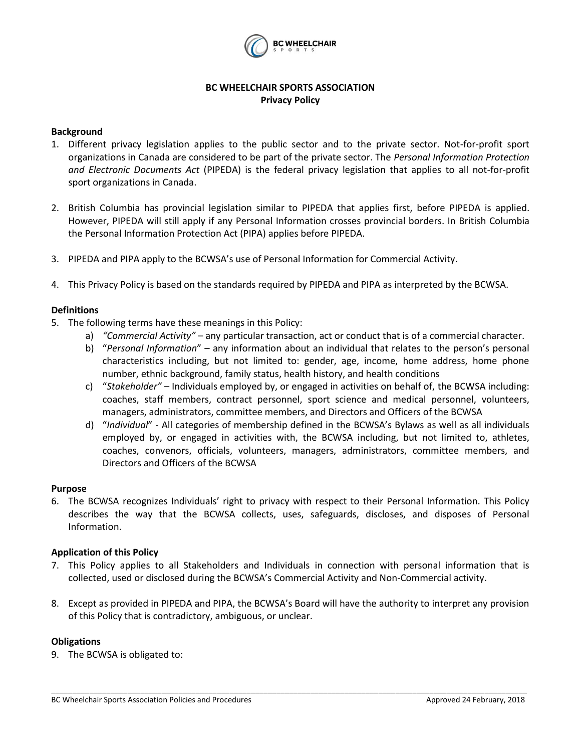# BC WHEELCHAIR SPORTS ASSOCIATION
## Privacy Policy

### Background

1. Different privacy legislation applies to the public sector and to the private sector. Not-for-profit sport organizations in Canada are considered to be part of the private sector. The *Personal Information Protection and Electronic Documents Act* (PIPEDA) is the federal privacy legislation that applies to all not-for-profit sport organizations in Canada.

2. British Columbia has provincial legislation similar to PIPEDA that applies first, before PIPEDA is applied. However, PIPEDA will still apply if any Personal Information crosses provincial borders. In British Columbia the Personal Information Protection Act (PIPA) applies before PIPEDA.

3. PIPEDA and PIPA apply to the BCWSA's use of Personal Information for Commercial Activity.

4. This Privacy Policy is based on the standards required by PIPEDA and PIPA as interpreted by the BCWSA.

### Definitions

5. The following terms have these meanings in this Policy:
   a) *"Commercial Activity"* – any particular transaction, act or conduct that is of a commercial character.
   b) "*Personal Information*" – any information about an individual that relates to the person's personal characteristics including, but not limited to: gender, age, income, home address, home phone number, ethnic background, family status, health history, and health conditions
   c) "*Stakeholder"* – Individuals employed by, or engaged in activities on behalf of, the BCWSA including: coaches, staff members, contract personnel, sport science and medical personnel, volunteers, managers, administrators, committee members, and Directors and Officers of the BCWSA
   d) "*Individual*" - All categories of membership defined in the BCWSA's Bylaws as well as all individuals employed by, or engaged in activities with, the BCWSA including, but not limited to, athletes, coaches, convenors, officials, volunteers, managers, administrators, committee members, and Directors and Officers of the BCWSA

### Purpose

6. The BCWSA recognizes Individuals' right to privacy with respect to their Personal Information. This Policy describes the way that the BCWSA collects, uses, safeguards, discloses, and disposes of Personal Information.

### Application of this Policy

7. This Policy applies to all Stakeholders and Individuals in connection with personal information that is collected, used or disclosed during the BCWSA's Commercial Activity and Non-Commercial activity.

8. Except as provided in PIPEDA and PIPA, the BCWSA's Board will have the authority to interpret any provision of this Policy that is contradictory, ambiguous, or unclear.

### Obligations

9. The BCWSA is obligated to: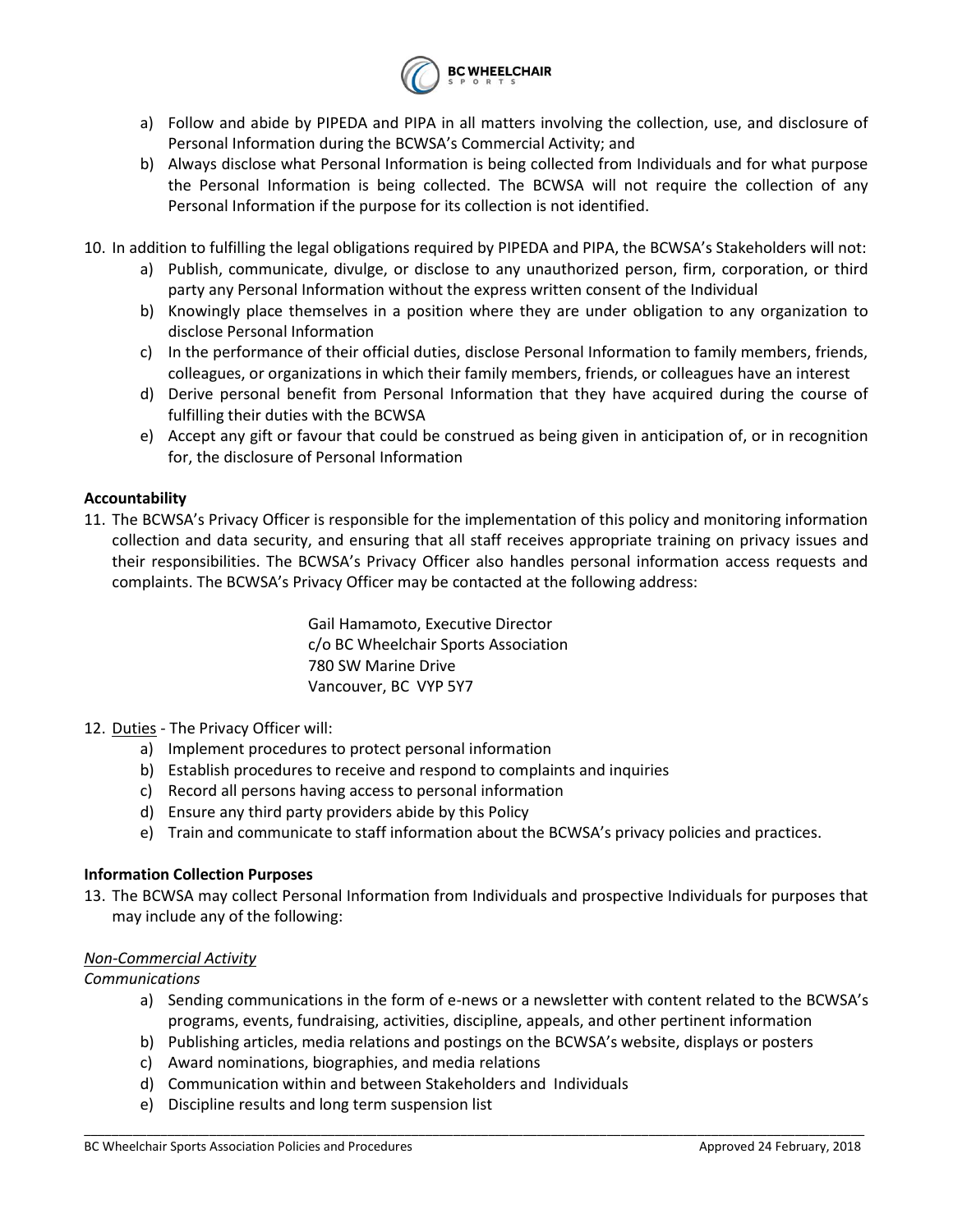a) Follow and abide by PIPEDA and PIPA in all matters involving the collection, use, and disclosure of Personal Information during the BCWSA's Commercial Activity; and
b) Always disclose what Personal Information is being collected from Individuals and for what purpose the Personal Information is being collected. The BCWSA will not require the collection of any Personal Information if the purpose for its collection is not identified.

10. In addition to fulfilling the legal obligations required by PIPEDA and PIPA, the BCWSA's Stakeholders will not:
    a) Publish, communicate, divulge, or disclose to any unauthorized person, firm, corporation, or third party any Personal Information without the express written consent of the Individual
    b) Knowingly place themselves in a position where they are under obligation to any organization to disclose Personal Information
    c) In the performance of their official duties, disclose Personal Information to family members, friends, colleagues, or organizations in which their family members, friends, or colleagues have an interest
    d) Derive personal benefit from Personal Information that they have acquired during the course of fulfilling their duties with the BCWSA
    e) Accept any gift or favour that could be construed as being given in anticipation of, or in recognition for, the disclosure of Personal Information

**Accountability**

11. The BCWSA's Privacy Officer is responsible for the implementation of this policy and monitoring information collection and data security, and ensuring that all staff receives appropriate training on privacy issues and their responsibilities. The BCWSA's Privacy Officer also handles personal information access requests and complaints. The BCWSA's Privacy Officer may be contacted at the following address:

    Gail Hamamoto, Executive Director
    c/o BC Wheelchair Sports Association
    780 SW Marine Drive
    Vancouver, BC VYP 5Y7

12. Duties - The Privacy Officer will:
    a) Implement procedures to protect personal information
    b) Establish procedures to receive and respond to complaints and inquiries
    c) Record all persons having access to personal information
    d) Ensure any third party providers abide by this Policy
    e) Train and communicate to staff information about the BCWSA's privacy policies and practices.

**Information Collection Purposes**

13. The BCWSA may collect Personal Information from Individuals and prospective Individuals for purposes that may include any of the following:

*Non-Commercial Activity*

*Communications*

a) Sending communications in the form of e-news or a newsletter with content related to the BCWSA's programs, events, fundraising, activities, discipline, appeals, and other pertinent information
b) Publishing articles, media relations and postings on the BCWSA's website, displays or posters
c) Award nominations, biographies, and media relations
d) Communication within and between Stakeholders and Individuals
e) Discipline results and long term suspension list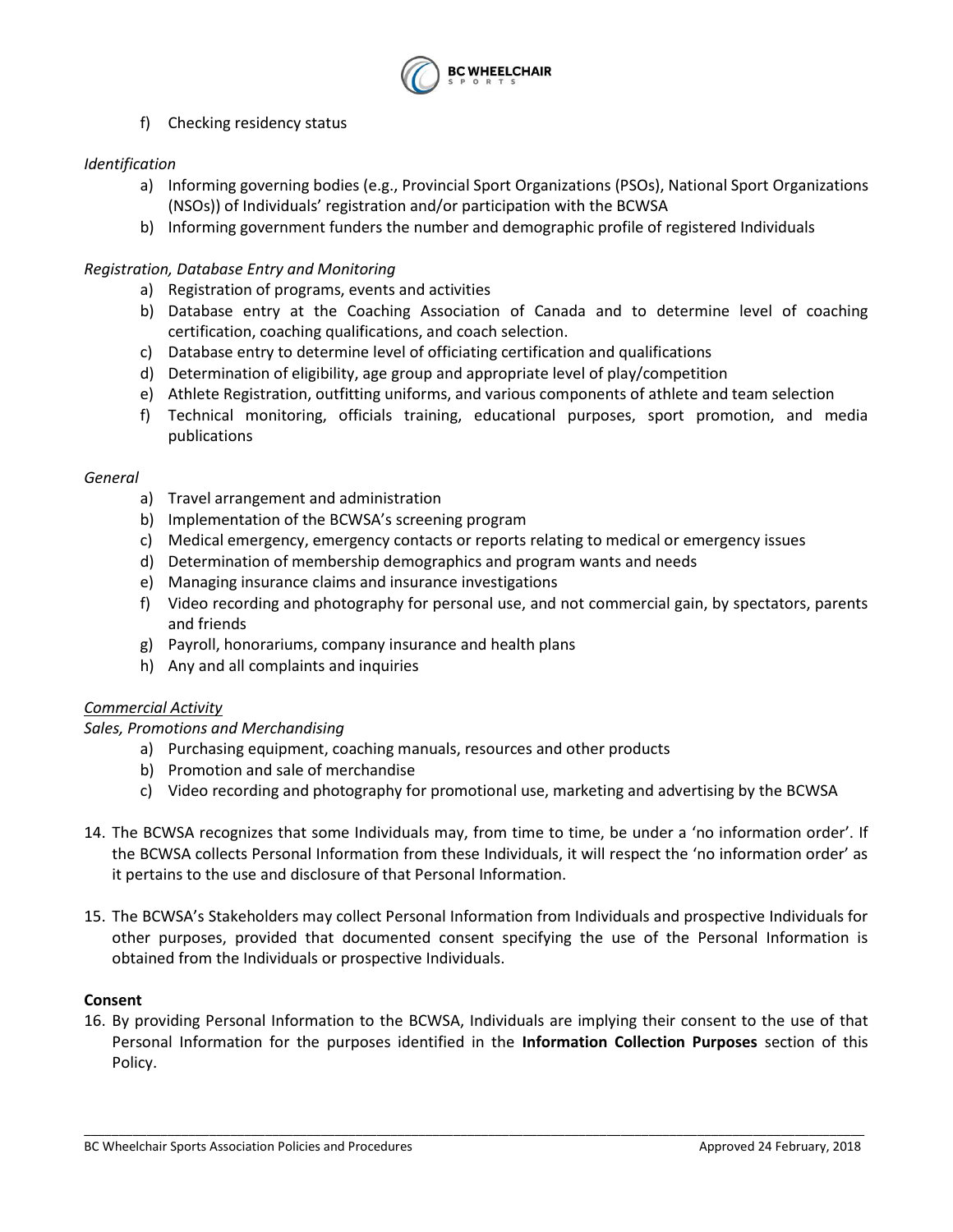f) Checking residency status

*Identification*

a) Informing governing bodies (e.g., Provincial Sport Organizations (PSOs), National Sport Organizations (NSOs)) of Individuals' registration and/or participation with the BCWSA
b) Informing government funders the number and demographic profile of registered Individuals

*Registration, Database Entry and Monitoring*

a) Registration of programs, events and activities
b) Database entry at the Coaching Association of Canada and to determine level of coaching certification, coaching qualifications, and coach selection.
c) Database entry to determine level of officiating certification and qualifications
d) Determination of eligibility, age group and appropriate level of play/competition
e) Athlete Registration, outfitting uniforms, and various components of athlete and team selection
f) Technical monitoring, officials training, educational purposes, sport promotion, and media publications

*General*

a) Travel arrangement and administration
b) Implementation of the BCWSA's screening program
c) Medical emergency, emergency contacts or reports relating to medical or emergency issues
d) Determination of membership demographics and program wants and needs
e) Managing insurance claims and insurance investigations
f) Video recording and photography for personal use, and not commercial gain, by spectators, parents and friends
g) Payroll, honorariums, company insurance and health plans
h) Any and all complaints and inquiries

<u>*Commercial Activity*</u>

*Sales, Promotions and Merchandising*

a) Purchasing equipment, coaching manuals, resources and other products
b) Promotion and sale of merchandise
c) Video recording and photography for promotional use, marketing and advertising by the BCWSA

14. The BCWSA recognizes that some Individuals may, from time to time, be under a 'no information order'. If the BCWSA collects Personal Information from these Individuals, it will respect the 'no information order' as it pertains to the use and disclosure of that Personal Information.

15. The BCWSA's Stakeholders may collect Personal Information from Individuals and prospective Individuals for other purposes, provided that documented consent specifying the use of the Personal Information is obtained from the Individuals or prospective Individuals.

**Consent**

16. By providing Personal Information to the BCWSA, Individuals are implying their consent to the use of that Personal Information for the purposes identified in the **Information Collection Purposes** section of this Policy.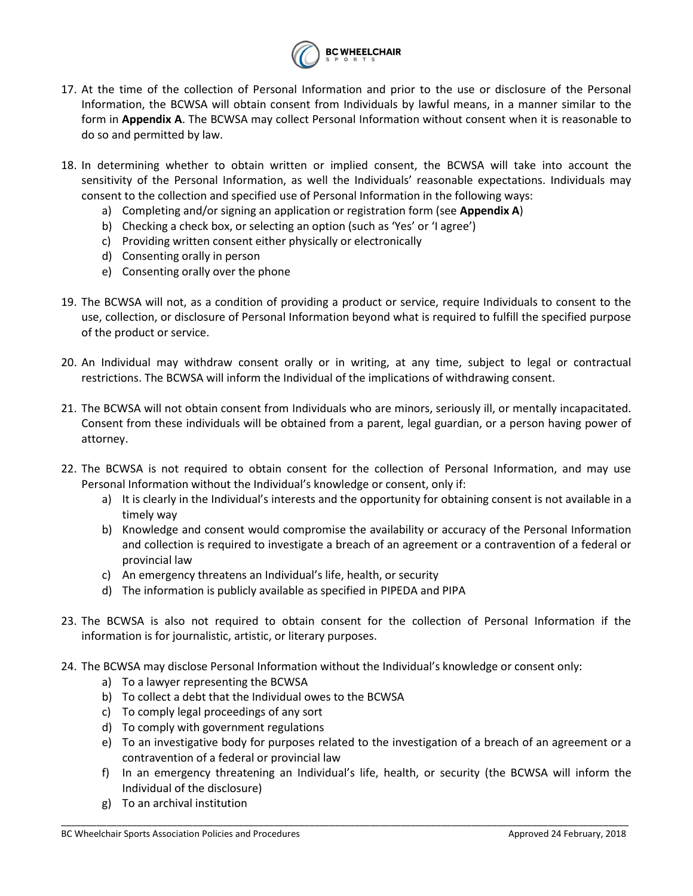17. At the time of the collection of Personal Information and prior to the use or disclosure of the Personal Information, the BCWSA will obtain consent from Individuals by lawful means, in a manner similar to the form in **Appendix A**. The BCWSA may collect Personal Information without consent when it is reasonable to do so and permitted by law.

18. In determining whether to obtain written or implied consent, the BCWSA will take into account the sensitivity of the Personal Information, as well the Individuals' reasonable expectations. Individuals may consent to the collection and specified use of Personal Information in the following ways:
    a) Completing and/or signing an application or registration form (see **Appendix A**)
    b) Checking a check box, or selecting an option (such as 'Yes' or 'I agree')
    c) Providing written consent either physically or electronically
    d) Consenting orally in person
    e) Consenting orally over the phone

19. The BCWSA will not, as a condition of providing a product or service, require Individuals to consent to the use, collection, or disclosure of Personal Information beyond what is required to fulfill the specified purpose of the product or service.

20. An Individual may withdraw consent orally or in writing, at any time, subject to legal or contractual restrictions. The BCWSA will inform the Individual of the implications of withdrawing consent.

21. The BCWSA will not obtain consent from Individuals who are minors, seriously ill, or mentally incapacitated. Consent from these individuals will be obtained from a parent, legal guardian, or a person having power of attorney.

22. The BCWSA is not required to obtain consent for the collection of Personal Information, and may use Personal Information without the Individual's knowledge or consent, only if:
    a) It is clearly in the Individual's interests and the opportunity for obtaining consent is not available in a timely way
    b) Knowledge and consent would compromise the availability or accuracy of the Personal Information and collection is required to investigate a breach of an agreement or a contravention of a federal or provincial law
    c) An emergency threatens an Individual's life, health, or security
    d) The information is publicly available as specified in PIPEDA and PIPA

23. The BCWSA is also not required to obtain consent for the collection of Personal Information if the information is for journalistic, artistic, or literary purposes.

24. The BCWSA may disclose Personal Information without the Individual's knowledge or consent only:
    a) To a lawyer representing the BCWSA
    b) To collect a debt that the Individual owes to the BCWSA
    c) To comply legal proceedings of any sort
    d) To comply with government regulations
    e) To an investigative body for purposes related to the investigation of a breach of an agreement or a contravention of a federal or provincial law
    f) In an emergency threatening an Individual's life, health, or security (the BCWSA will inform the Individual of the disclosure)
    g) To an archival institution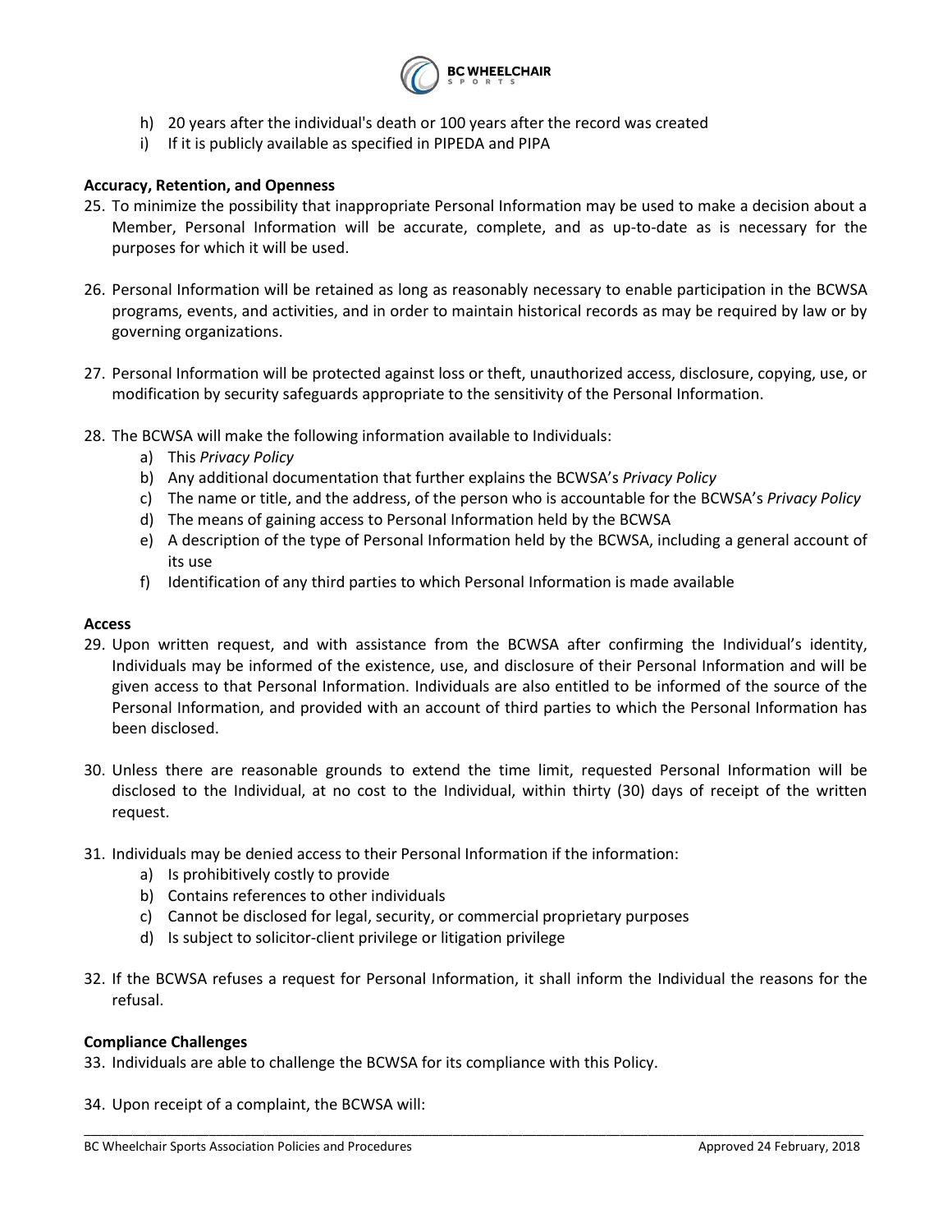h) 20 years after the individual's death or 100 years after the record was created
i) If it is publicly available as specified in PIPEDA and PIPA

**Accuracy, Retention, and Openness**

25. To minimize the possibility that inappropriate Personal Information may be used to make a decision about a Member, Personal Information will be accurate, complete, and as up-to-date as is necessary for the purposes for which it will be used.

26. Personal Information will be retained as long as reasonably necessary to enable participation in the BCWSA programs, events, and activities, and in order to maintain historical records as may be required by law or by governing organizations.

27. Personal Information will be protected against loss or theft, unauthorized access, disclosure, copying, use, or modification by security safeguards appropriate to the sensitivity of the Personal Information.

28. The BCWSA will make the following information available to Individuals:
    a) This *Privacy Policy*
    b) Any additional documentation that further explains the BCWSA's *Privacy Policy*
    c) The name or title, and the address, of the person who is accountable for the BCWSA's *Privacy Policy*
    d) The means of gaining access to Personal Information held by the BCWSA
    e) A description of the type of Personal Information held by the BCWSA, including a general account of its use
    f) Identification of any third parties to which Personal Information is made available

**Access**

29. Upon written request, and with assistance from the BCWSA after confirming the Individual's identity, Individuals may be informed of the existence, use, and disclosure of their Personal Information and will be given access to that Personal Information. Individuals are also entitled to be informed of the source of the Personal Information, and provided with an account of third parties to which the Personal Information has been disclosed.

30. Unless there are reasonable grounds to extend the time limit, requested Personal Information will be disclosed to the Individual, at no cost to the Individual, within thirty (30) days of receipt of the written request.

31. Individuals may be denied access to their Personal Information if the information:
    a) Is prohibitively costly to provide
    b) Contains references to other individuals
    c) Cannot be disclosed for legal, security, or commercial proprietary purposes
    d) Is subject to solicitor-client privilege or litigation privilege

32. If the BCWSA refuses a request for Personal Information, it shall inform the Individual the reasons for the refusal.

**Compliance Challenges**

33. Individuals are able to challenge the BCWSA for its compliance with this Policy.

34. Upon receipt of a complaint, the BCWSA will: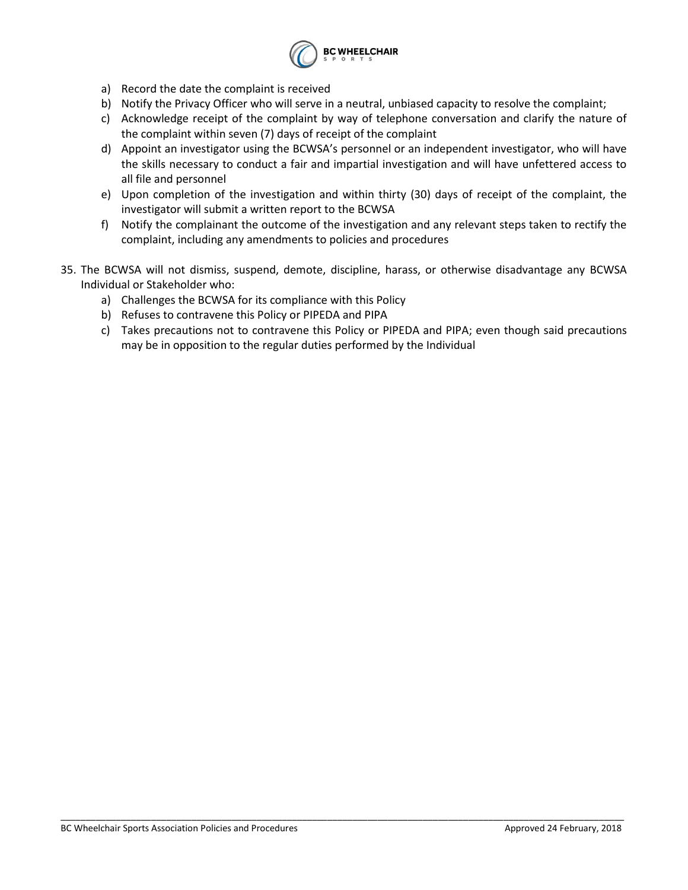a) Record the date the complaint is received
b) Notify the Privacy Officer who will serve in a neutral, unbiased capacity to resolve the complaint;
c) Acknowledge receipt of the complaint by way of telephone conversation and clarify the nature of the complaint within seven (7) days of receipt of the complaint
d) Appoint an investigator using the BCWSA's personnel or an independent investigator, who will have the skills necessary to conduct a fair and impartial investigation and will have unfettered access to all file and personnel
e) Upon completion of the investigation and within thirty (30) days of receipt of the complaint, the investigator will submit a written report to the BCWSA
f) Notify the complainant the outcome of the investigation and any relevant steps taken to rectify the complaint, including any amendments to policies and procedures

35. The BCWSA will not dismiss, suspend, demote, discipline, harass, or otherwise disadvantage any BCWSA Individual or Stakeholder who:
    a) Challenges the BCWSA for its compliance with this Policy
    b) Refuses to contravene this Policy or PIPEDA and PIPA
    c) Takes precautions not to contravene this Policy or PIPEDA and PIPA; even though said precautions may be in opposition to the regular duties performed by the Individual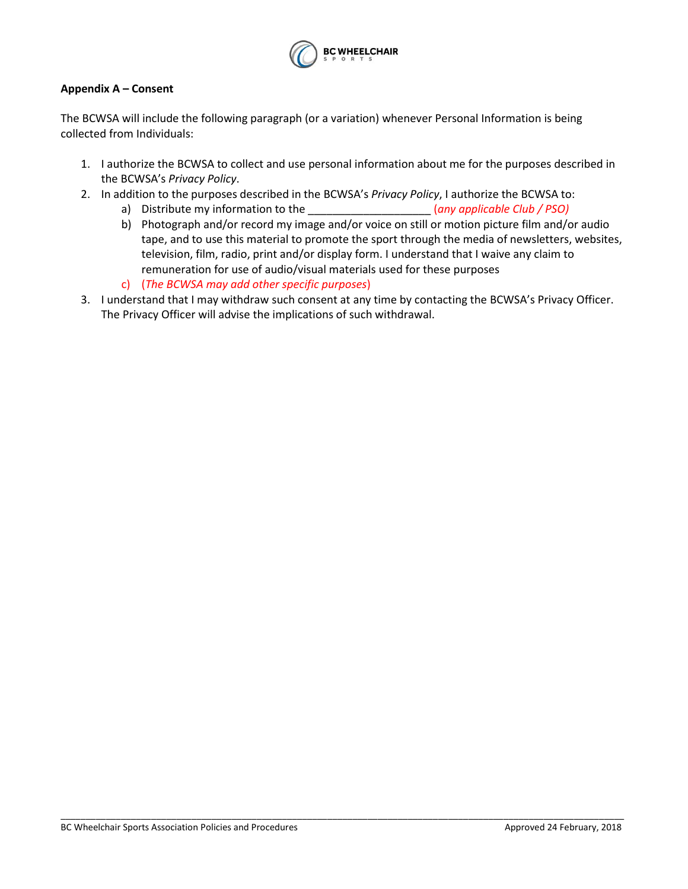## Appendix A – Consent

The BCWSA will include the following paragraph (or a variation) whenever Personal Information is being collected from Individuals:

1. I authorize the BCWSA to collect and use personal information about me for the purposes described in the BCWSA's *Privacy Policy*.
2. In addition to the purposes described in the BCWSA's *Privacy Policy*, I authorize the BCWSA to:
    a) Distribute my information to the ____________________ (*any applicable Club / PSO)*
    b) Photograph and/or record my image and/or voice on still or motion picture film and/or audio tape, and to use this material to promote the sport through the media of newsletters, websites, television, film, radio, print and/or display form. I understand that I waive any claim to remuneration for use of audio/visual materials used for these purposes
    c) (*The BCWSA may add other specific purposes*)
3. I understand that I may withdraw such consent at any time by contacting the BCWSA's Privacy Officer. The Privacy Officer will advise the implications of such withdrawal.